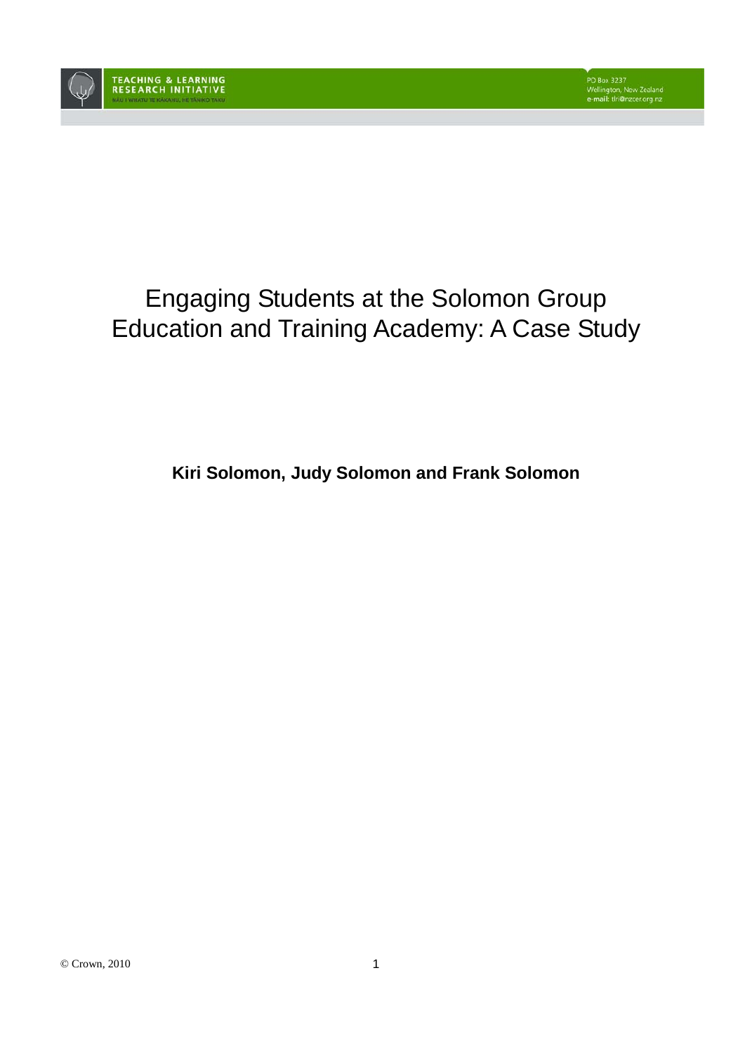TEACHING & LEARNING RESEARCH INITIATIVE

NĀU I WHATU TE KĀKAHU, HE TĀNIKO TAKU

PO Box 3237
Wellington, New Zealand
e-mail: tlri@nzcer.org.nz

# Engaging Students at the Solomon Group Education and Training Academy: A Case Study

**Kiri Solomon, Judy Solomon and Frank Solomon**

© Crown, 2010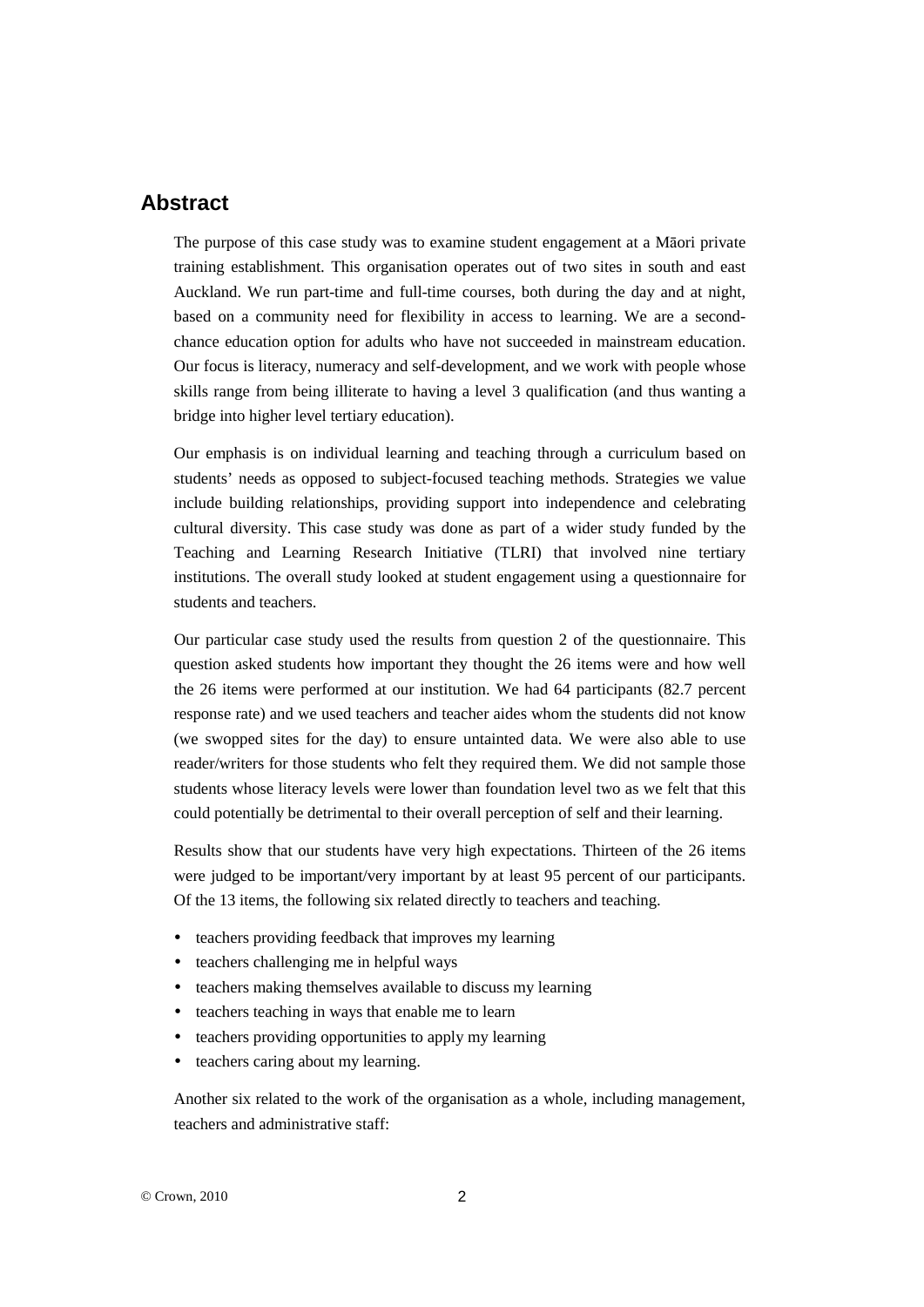## Abstract

The purpose of this case study was to examine student engagement at a Māori private training establishment. This organisation operates out of two sites in south and east Auckland. We run part-time and full-time courses, both during the day and at night, based on a community need for flexibility in access to learning. We are a second-chance education option for adults who have not succeeded in mainstream education. Our focus is literacy, numeracy and self-development, and we work with people whose skills range from being illiterate to having a level 3 qualification (and thus wanting a bridge into higher level tertiary education).

Our emphasis is on individual learning and teaching through a curriculum based on students' needs as opposed to subject-focused teaching methods. Strategies we value include building relationships, providing support into independence and celebrating cultural diversity. This case study was done as part of a wider study funded by the Teaching and Learning Research Initiative (TLRI) that involved nine tertiary institutions. The overall study looked at student engagement using a questionnaire for students and teachers.

Our particular case study used the results from question 2 of the questionnaire. This question asked students how important they thought the 26 items were and how well the 26 items were performed at our institution. We had 64 participants (82.7 percent response rate) and we used teachers and teacher aides whom the students did not know (we swopped sites for the day) to ensure untainted data. We were also able to use reader/writers for those students who felt they required them. We did not sample those students whose literacy levels were lower than foundation level two as we felt that this could potentially be detrimental to their overall perception of self and their learning.

Results show that our students have very high expectations. Thirteen of the 26 items were judged to be important/very important by at least 95 percent of our participants. Of the 13 items, the following six related directly to teachers and teaching.

- teachers providing feedback that improves my learning
- teachers challenging me in helpful ways
- teachers making themselves available to discuss my learning
- teachers teaching in ways that enable me to learn
- teachers providing opportunities to apply my learning
- teachers caring about my learning.

Another six related to the work of the organisation as a whole, including management, teachers and administrative staff: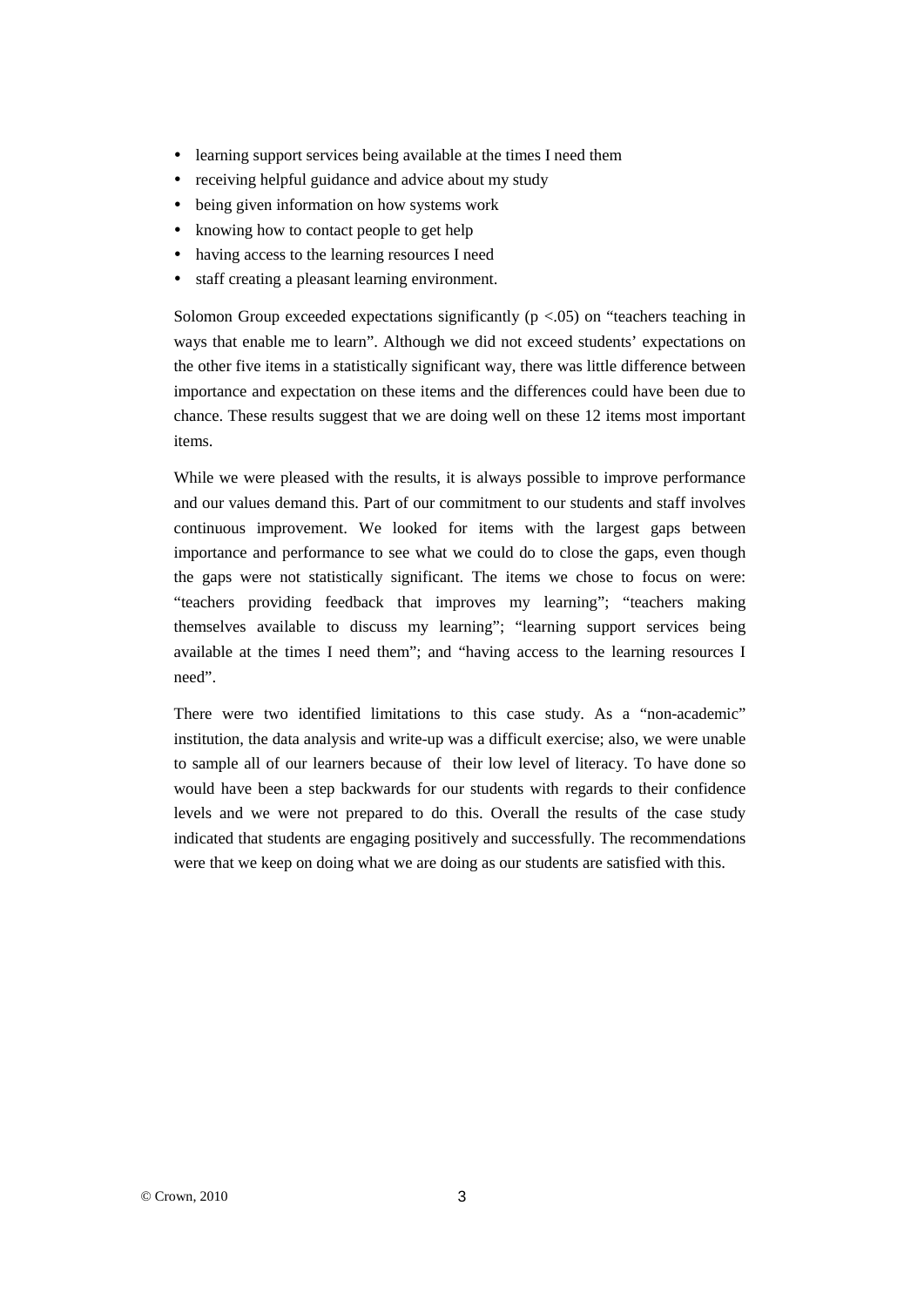- learning support services being available at the times I need them
- receiving helpful guidance and advice about my study
- being given information on how systems work
- knowing how to contact people to get help
- having access to the learning resources I need
- staff creating a pleasant learning environment.

Solomon Group exceeded expectations significantly ($p < .05$) on "teachers teaching in ways that enable me to learn". Although we did not exceed students' expectations on the other five items in a statistically significant way, there was little difference between importance and expectation on these items and the differences could have been due to chance. These results suggest that we are doing well on these 12 items most important items.

While we were pleased with the results, it is always possible to improve performance and our values demand this. Part of our commitment to our students and staff involves continuous improvement. We looked for items with the largest gaps between importance and performance to see what we could do to close the gaps, even though the gaps were not statistically significant. The items we chose to focus on were: "teachers providing feedback that improves my learning"; "teachers making themselves available to discuss my learning"; "learning support services being available at the times I need them"; and "having access to the learning resources I need".

There were two identified limitations to this case study. As a "non-academic" institution, the data analysis and write-up was a difficult exercise; also, we were unable to sample all of our learners because of their low level of literacy. To have done so would have been a step backwards for our students with regards to their confidence levels and we were not prepared to do this. Overall the results of the case study indicated that students are engaging positively and successfully. The recommendations were that we keep on doing what we are doing as our students are satisfied with this.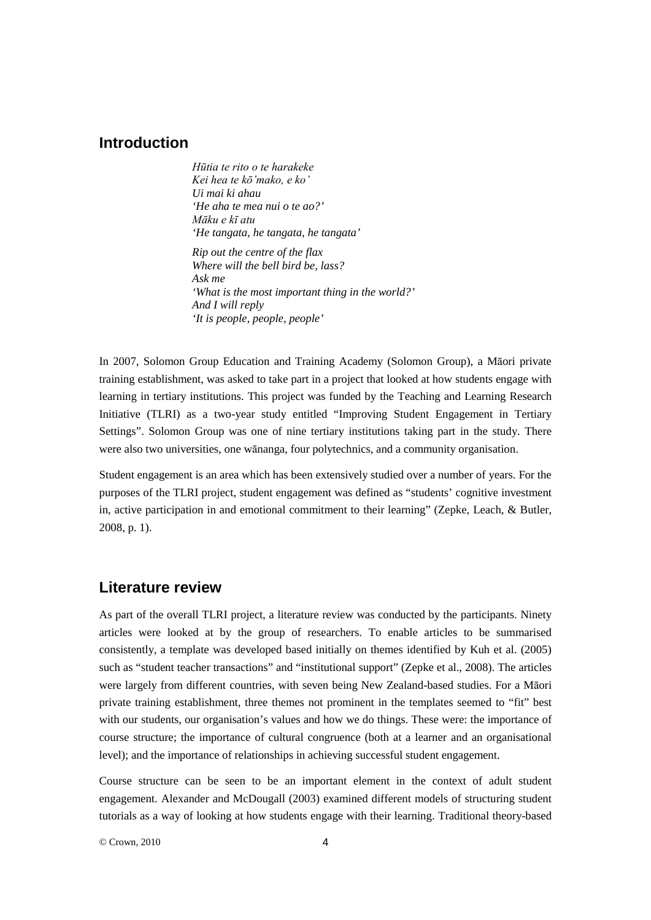## Introduction

*Hūtia te rito o te harakeke*  
*Kei hea te kō'mako, e ko'*  
*Ui mai ki ahau*  
*'He aha te mea nui o te ao?'*  
*Māku e kī atu*  
*'He tangata, he tangata, he tangata'*

*Rip out the centre of the flax*  
*Where will the bell bird be, lass?*  
*Ask me*  
*'What is the most important thing in the world?'*  
*And I will reply*  
*'It is people, people, people'*

In 2007, Solomon Group Education and Training Academy (Solomon Group), a Māori private training establishment, was asked to take part in a project that looked at how students engage with learning in tertiary institutions. This project was funded by the Teaching and Learning Research Initiative (TLRI) as a two-year study entitled "Improving Student Engagement in Tertiary Settings". Solomon Group was one of nine tertiary institutions taking part in the study. There were also two universities, one wānanga, four polytechnics, and a community organisation.

Student engagement is an area which has been extensively studied over a number of years. For the purposes of the TLRI project, student engagement was defined as "students' cognitive investment in, active participation in and emotional commitment to their learning" (Zepke, Leach, & Butler, 2008, p. 1).

## Literature review

As part of the overall TLRI project, a literature review was conducted by the participants. Ninety articles were looked at by the group of researchers. To enable articles to be summarised consistently, a template was developed based initially on themes identified by Kuh et al. (2005) such as "student teacher transactions" and "institutional support" (Zepke et al., 2008). The articles were largely from different countries, with seven being New Zealand-based studies. For a Māori private training establishment, three themes not prominent in the templates seemed to "fit" best with our students, our organisation's values and how we do things. These were: the importance of course structure; the importance of cultural congruence (both at a learner and an organisational level); and the importance of relationships in achieving successful student engagement.

Course structure can be seen to be an important element in the context of adult student engagement. Alexander and McDougall (2003) examined different models of structuring student tutorials as a way of looking at how students engage with their learning. Traditional theory-based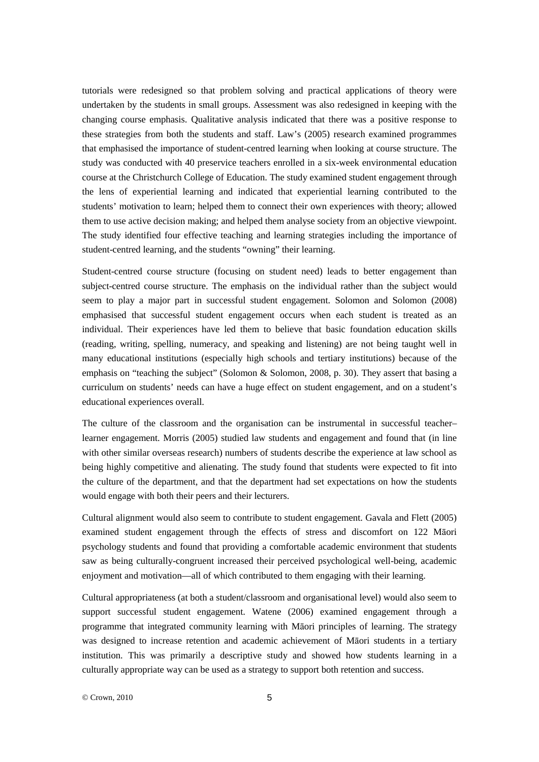tutorials were redesigned so that problem solving and practical applications of theory were undertaken by the students in small groups. Assessment was also redesigned in keeping with the changing course emphasis. Qualitative analysis indicated that there was a positive response to these strategies from both the students and staff. Law's (2005) research examined programmes that emphasised the importance of student-centred learning when looking at course structure. The study was conducted with 40 preservice teachers enrolled in a six-week environmental education course at the Christchurch College of Education. The study examined student engagement through the lens of experiential learning and indicated that experiential learning contributed to the students' motivation to learn; helped them to connect their own experiences with theory; allowed them to use active decision making; and helped them analyse society from an objective viewpoint. The study identified four effective teaching and learning strategies including the importance of student-centred learning, and the students "owning" their learning.

Student-centred course structure (focusing on student need) leads to better engagement than subject-centred course structure. The emphasis on the individual rather than the subject would seem to play a major part in successful student engagement. Solomon and Solomon (2008) emphasised that successful student engagement occurs when each student is treated as an individual. Their experiences have led them to believe that basic foundation education skills (reading, writing, spelling, numeracy, and speaking and listening) are not being taught well in many educational institutions (especially high schools and tertiary institutions) because of the emphasis on "teaching the subject" (Solomon & Solomon, 2008, p. 30). They assert that basing a curriculum on students' needs can have a huge effect on student engagement, and on a student's educational experiences overall.

The culture of the classroom and the organisation can be instrumental in successful teacher–learner engagement. Morris (2005) studied law students and engagement and found that (in line with other similar overseas research) numbers of students describe the experience at law school as being highly competitive and alienating. The study found that students were expected to fit into the culture of the department, and that the department had set expectations on how the students would engage with both their peers and their lecturers.

Cultural alignment would also seem to contribute to student engagement. Gavala and Flett (2005) examined student engagement through the effects of stress and discomfort on 122 Māori psychology students and found that providing a comfortable academic environment that students saw as being culturally-congruent increased their perceived psychological well-being, academic enjoyment and motivation—all of which contributed to them engaging with their learning.

Cultural appropriateness (at both a student/classroom and organisational level) would also seem to support successful student engagement. Watene (2006) examined engagement through a programme that integrated community learning with Māori principles of learning. The strategy was designed to increase retention and academic achievement of Māori students in a tertiary institution. This was primarily a descriptive study and showed how students learning in a culturally appropriate way can be used as a strategy to support both retention and success.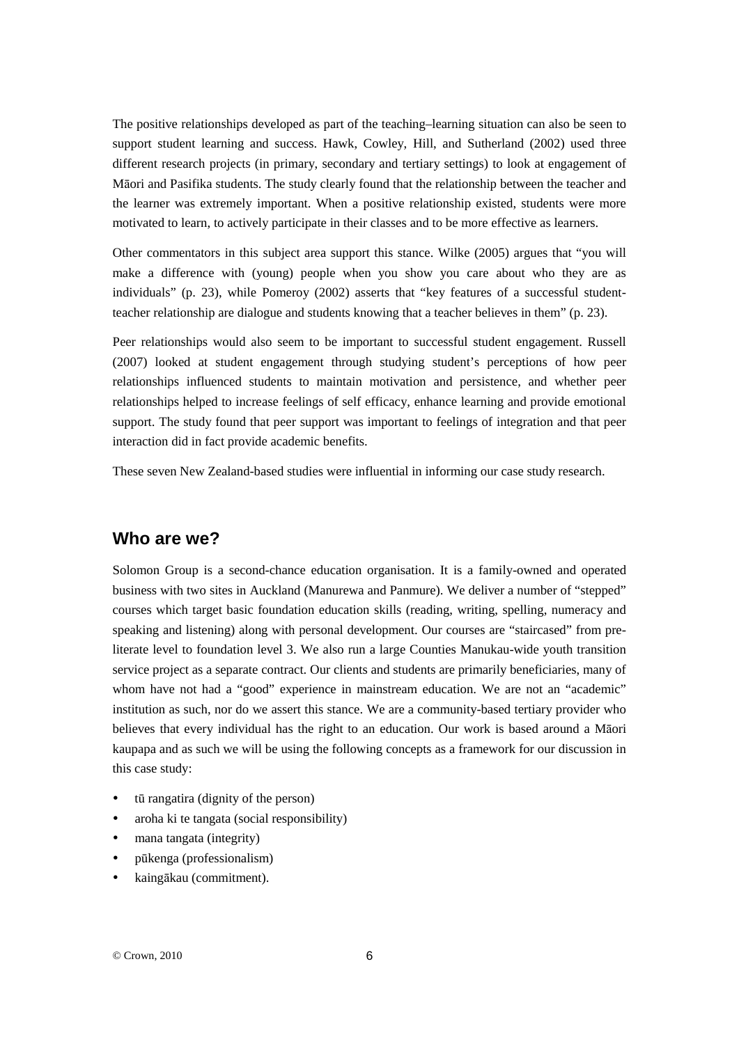The positive relationships developed as part of the teaching–learning situation can also be seen to support student learning and success. Hawk, Cowley, Hill, and Sutherland (2002) used three different research projects (in primary, secondary and tertiary settings) to look at engagement of Māori and Pasifika students. The study clearly found that the relationship between the teacher and the learner was extremely important. When a positive relationship existed, students were more motivated to learn, to actively participate in their classes and to be more effective as learners.

Other commentators in this subject area support this stance. Wilke (2005) argues that "you will make a difference with (young) people when you show you care about who they are as individuals" (p. 23), while Pomeroy (2002) asserts that "key features of a successful student-teacher relationship are dialogue and students knowing that a teacher believes in them" (p. 23).

Peer relationships would also seem to be important to successful student engagement. Russell (2007) looked at student engagement through studying student's perceptions of how peer relationships influenced students to maintain motivation and persistence, and whether peer relationships helped to increase feelings of self efficacy, enhance learning and provide emotional support. The study found that peer support was important to feelings of integration and that peer interaction did in fact provide academic benefits.

These seven New Zealand-based studies were influential in informing our case study research.

## Who are we?

Solomon Group is a second-chance education organisation. It is a family-owned and operated business with two sites in Auckland (Manurewa and Panmure). We deliver a number of "stepped" courses which target basic foundation education skills (reading, writing, spelling, numeracy and speaking and listening) along with personal development. Our courses are "staircased" from pre-literate level to foundation level 3. We also run a large Counties Manukau-wide youth transition service project as a separate contract. Our clients and students are primarily beneficiaries, many of whom have not had a "good" experience in mainstream education. We are not an "academic" institution as such, nor do we assert this stance. We are a community-based tertiary provider who believes that every individual has the right to an education. Our work is based around a Māori kaupapa and as such we will be using the following concepts as a framework for our discussion in this case study:

- tū rangatira (dignity of the person)
- aroha ki te tangata (social responsibility)
- mana tangata (integrity)
- pūkenga (professionalism)
- kaingākau (commitment).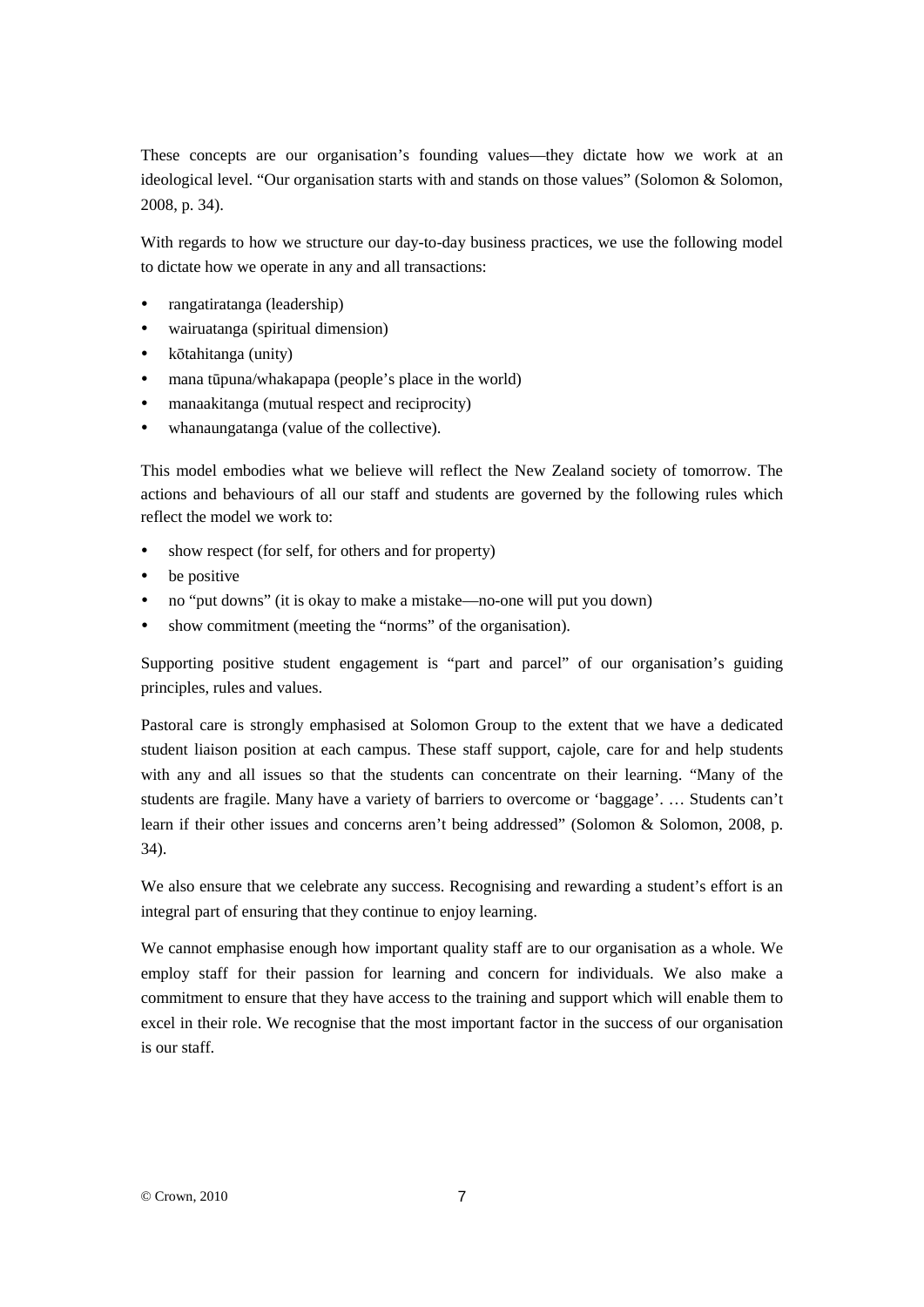These concepts are our organisation's founding values—they dictate how we work at an ideological level. "Our organisation starts with and stands on those values" (Solomon & Solomon, 2008, p. 34).

With regards to how we structure our day-to-day business practices, we use the following model to dictate how we operate in any and all transactions:

- rangatiratanga (leadership)
- wairuatanga (spiritual dimension)
- kōtahitanga (unity)
- mana tūpuna/whakapapa (people's place in the world)
- manaakitanga (mutual respect and reciprocity)
- whanaungatanga (value of the collective).

This model embodies what we believe will reflect the New Zealand society of tomorrow. The actions and behaviours of all our staff and students are governed by the following rules which reflect the model we work to:

- show respect (for self, for others and for property)
- be positive
- no "put downs" (it is okay to make a mistake—no-one will put you down)
- show commitment (meeting the "norms" of the organisation).

Supporting positive student engagement is "part and parcel" of our organisation's guiding principles, rules and values.

Pastoral care is strongly emphasised at Solomon Group to the extent that we have a dedicated student liaison position at each campus. These staff support, cajole, care for and help students with any and all issues so that the students can concentrate on their learning. "Many of the students are fragile. Many have a variety of barriers to overcome or 'baggage'. … Students can't learn if their other issues and concerns aren't being addressed" (Solomon & Solomon, 2008, p. 34).

We also ensure that we celebrate any success. Recognising and rewarding a student's effort is an integral part of ensuring that they continue to enjoy learning.

We cannot emphasise enough how important quality staff are to our organisation as a whole. We employ staff for their passion for learning and concern for individuals. We also make a commitment to ensure that they have access to the training and support which will enable them to excel in their role. We recognise that the most important factor in the success of our organisation is our staff.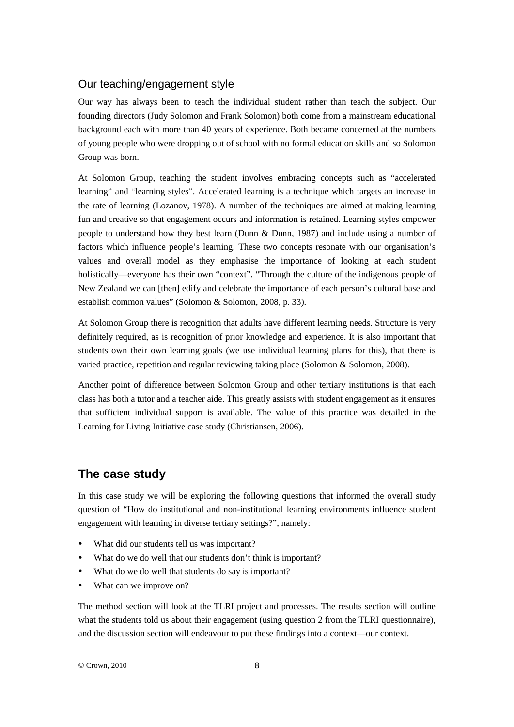### Our teaching/engagement style

Our way has always been to teach the individual student rather than teach the subject. Our founding directors (Judy Solomon and Frank Solomon) both come from a mainstream educational background each with more than 40 years of experience. Both became concerned at the numbers of young people who were dropping out of school with no formal education skills and so Solomon Group was born.

At Solomon Group, teaching the student involves embracing concepts such as "accelerated learning" and "learning styles". Accelerated learning is a technique which targets an increase in the rate of learning (Lozanov, 1978). A number of the techniques are aimed at making learning fun and creative so that engagement occurs and information is retained. Learning styles empower people to understand how they best learn (Dunn & Dunn, 1987) and include using a number of factors which influence people's learning. These two concepts resonate with our organisation's values and overall model as they emphasise the importance of looking at each student holistically—everyone has their own "context". "Through the culture of the indigenous people of New Zealand we can [then] edify and celebrate the importance of each person's cultural base and establish common values" (Solomon & Solomon, 2008, p. 33).

At Solomon Group there is recognition that adults have different learning needs. Structure is very definitely required, as is recognition of prior knowledge and experience. It is also important that students own their own learning goals (we use individual learning plans for this), that there is varied practice, repetition and regular reviewing taking place (Solomon & Solomon, 2008).

Another point of difference between Solomon Group and other tertiary institutions is that each class has both a tutor and a teacher aide. This greatly assists with student engagement as it ensures that sufficient individual support is available. The value of this practice was detailed in the Learning for Living Initiative case study (Christiansen, 2006).

## The case study

In this case study we will be exploring the following questions that informed the overall study question of "How do institutional and non-institutional learning environments influence student engagement with learning in diverse tertiary settings?", namely:

- What did our students tell us was important?
- What do we do well that our students don't think is important?
- What do we do well that students do say is important?
- What can we improve on?

The method section will look at the TLRI project and processes. The results section will outline what the students told us about their engagement (using question 2 from the TLRI questionnaire), and the discussion section will endeavour to put these findings into a context—our context.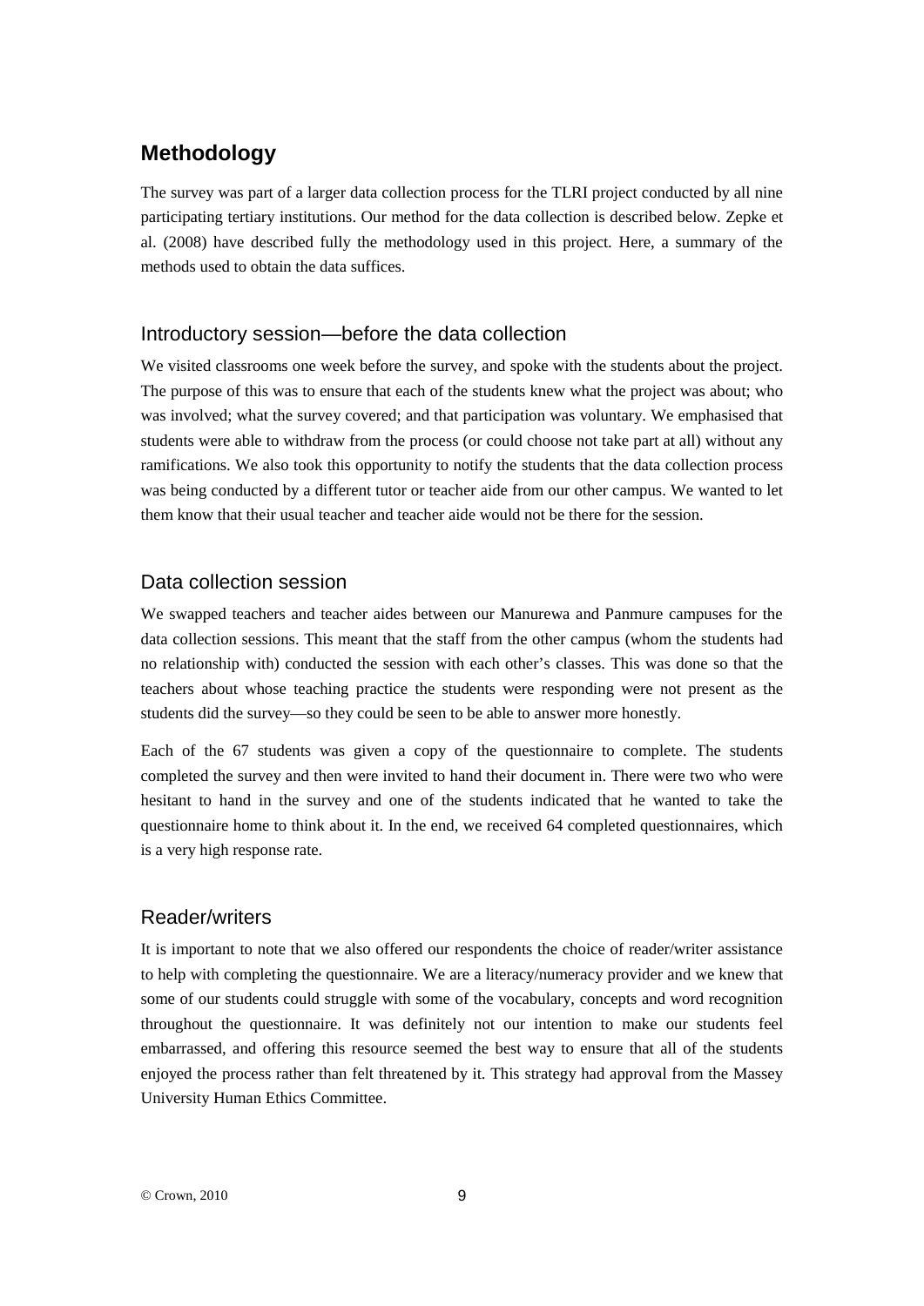## Methodology

The survey was part of a larger data collection process for the TLRI project conducted by all nine participating tertiary institutions. Our method for the data collection is described below. Zepke et al. (2008) have described fully the methodology used in this project. Here, a summary of the methods used to obtain the data suffices.

### Introductory session—before the data collection

We visited classrooms one week before the survey, and spoke with the students about the project. The purpose of this was to ensure that each of the students knew what the project was about; who was involved; what the survey covered; and that participation was voluntary. We emphasised that students were able to withdraw from the process (or could choose not take part at all) without any ramifications. We also took this opportunity to notify the students that the data collection process was being conducted by a different tutor or teacher aide from our other campus. We wanted to let them know that their usual teacher and teacher aide would not be there for the session.

### Data collection session

We swapped teachers and teacher aides between our Manurewa and Panmure campuses for the data collection sessions. This meant that the staff from the other campus (whom the students had no relationship with) conducted the session with each other's classes. This was done so that the teachers about whose teaching practice the students were responding were not present as the students did the survey—so they could be seen to be able to answer more honestly.

Each of the 67 students was given a copy of the questionnaire to complete. The students completed the survey and then were invited to hand their document in. There were two who were hesitant to hand in the survey and one of the students indicated that he wanted to take the questionnaire home to think about it. In the end, we received 64 completed questionnaires, which is a very high response rate.

### Reader/writers

It is important to note that we also offered our respondents the choice of reader/writer assistance to help with completing the questionnaire. We are a literacy/numeracy provider and we knew that some of our students could struggle with some of the vocabulary, concepts and word recognition throughout the questionnaire. It was definitely not our intention to make our students feel embarrassed, and offering this resource seemed the best way to ensure that all of the students enjoyed the process rather than felt threatened by it. This strategy had approval from the Massey University Human Ethics Committee.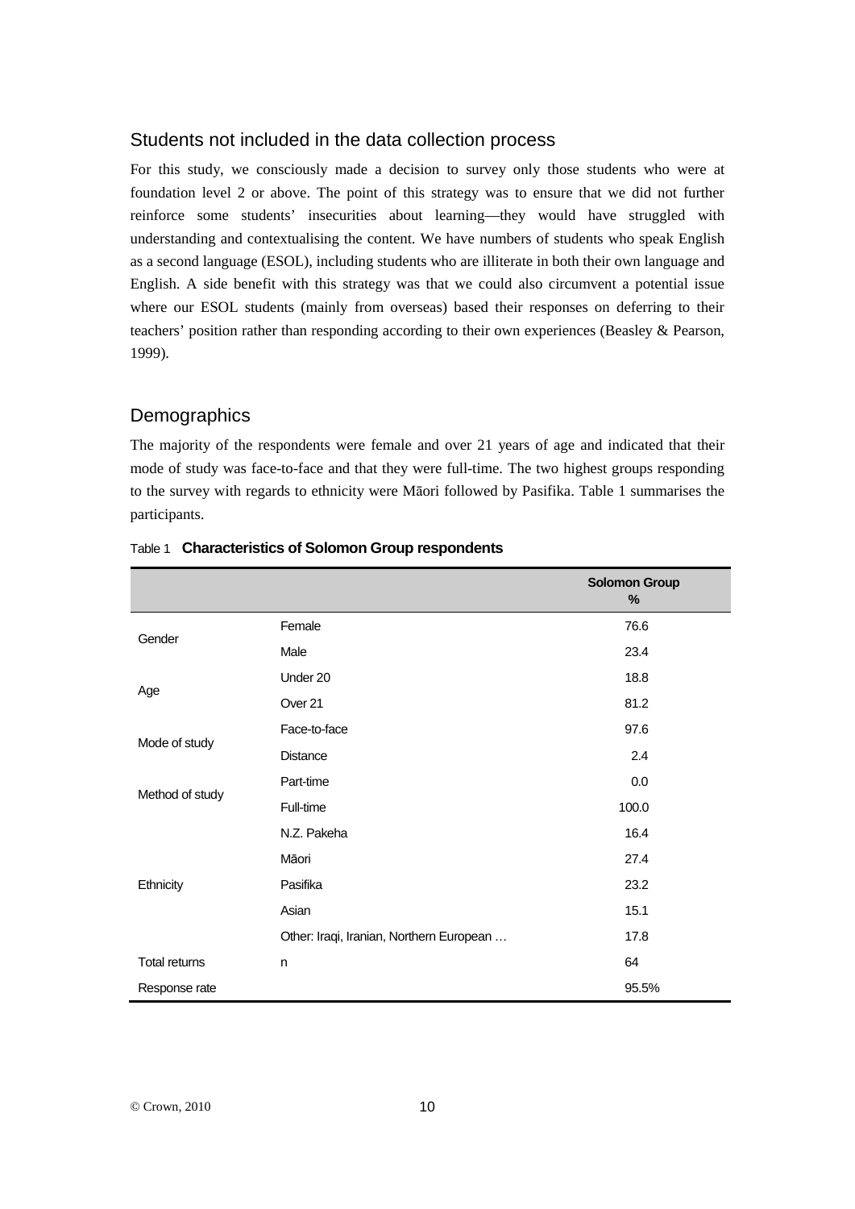## Students not included in the data collection process

For this study, we consciously made a decision to survey only those students who were at foundation level 2 or above. The point of this strategy was to ensure that we did not further reinforce some students' insecurities about learning—they would have struggled with understanding and contextualising the content. We have numbers of students who speak English as a second language (ESOL), including students who are illiterate in both their own language and English. A side benefit with this strategy was that we could also circumvent a potential issue where our ESOL students (mainly from overseas) based their responses on deferring to their teachers' position rather than responding according to their own experiences (Beasley & Pearson, 1999).

## Demographics

The majority of the respondents were female and over 21 years of age and indicated that their mode of study was face-to-face and that they were full-time. The two highest groups responding to the survey with regards to ethnicity were Māori followed by Pasifika. Table 1 summarises the participants.

Table 1 **Characteristics of Solomon Group respondents**

| | | Solomon Group % |
|---|---|---|
| Gender | Female | 76.6 |
| | Male | 23.4 |
| Age | Under 20 | 18.8 |
| | Over 21 | 81.2 |
| Mode of study | Face-to-face | 97.6 |
| | Distance | 2.4 |
| Method of study | Part-time | 0.0 |
| | Full-time | 100.0 |
| Ethnicity | N.Z. Pakeha | 16.4 |
| | Māori | 27.4 |
| | Pasifika | 23.2 |
| | Asian | 15.1 |
| | Other: Iraqi, Iranian, Northern European … | 17.8 |
| Total returns | n | 64 |
| Response rate | | 95.5% |

© Crown, 2010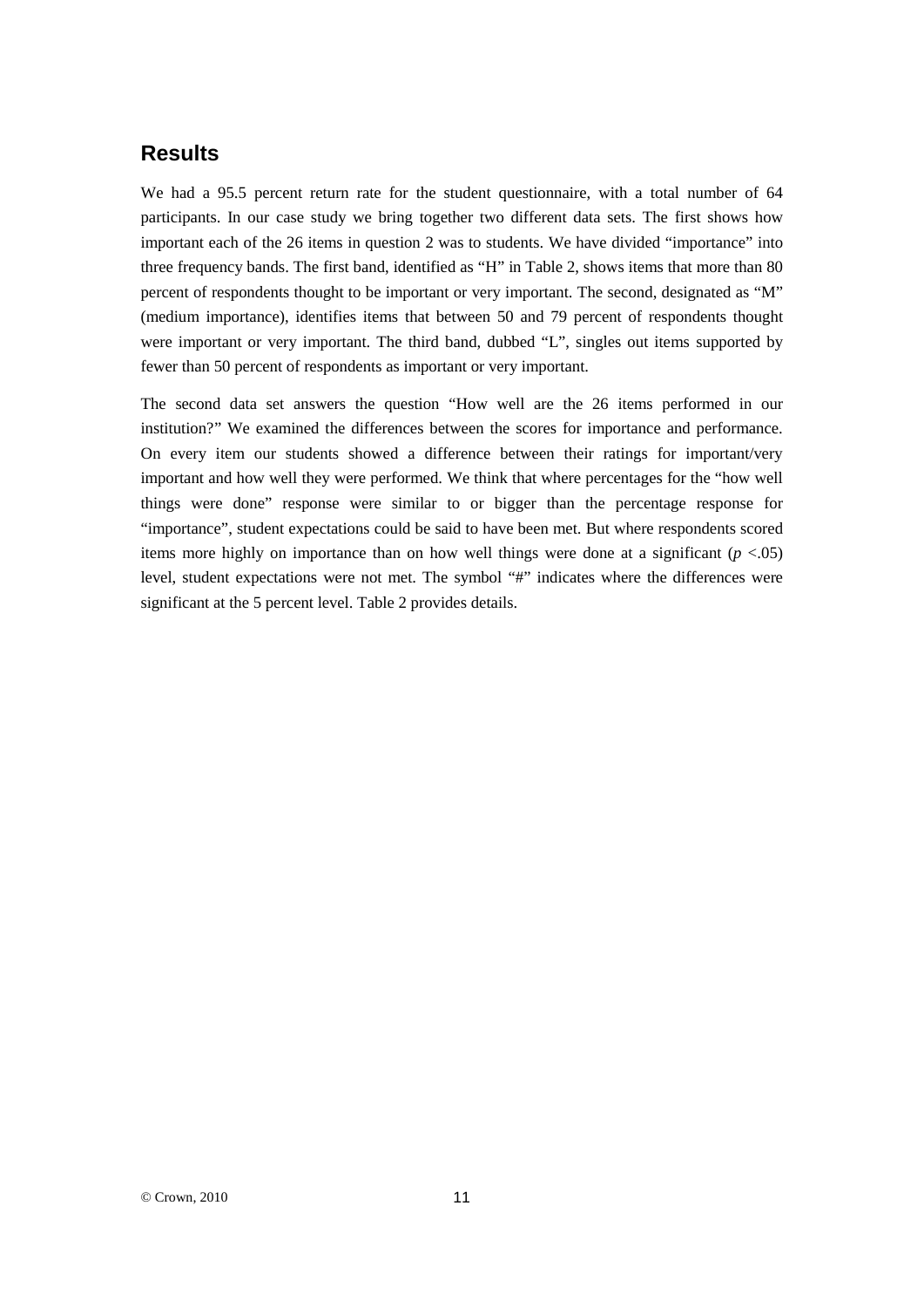## Results

We had a 95.5 percent return rate for the student questionnaire, with a total number of 64 participants. In our case study we bring together two different data sets. The first shows how important each of the 26 items in question 2 was to students. We have divided "importance" into three frequency bands. The first band, identified as "H" in Table 2, shows items that more than 80 percent of respondents thought to be important or very important. The second, designated as "M" (medium importance), identifies items that between 50 and 79 percent of respondents thought were important or very important. The third band, dubbed "L", singles out items supported by fewer than 50 percent of respondents as important or very important.

The second data set answers the question "How well are the 26 items performed in our institution?" We examined the differences between the scores for importance and performance. On every item our students showed a difference between their ratings for important/very important and how well they were performed. We think that where percentages for the "how well things were done" response were similar to or bigger than the percentage response for "importance", student expectations could be said to have been met. But where respondents scored items more highly on importance than on how well things were done at a significant ($p < .05$) level, student expectations were not met. The symbol "#" indicates where the differences were significant at the 5 percent level. Table 2 provides details.

© Crown, 2010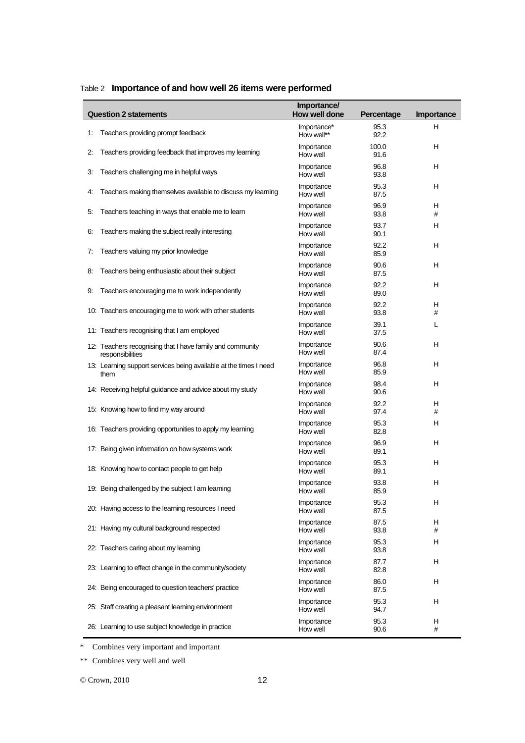Table 2 **Importance of and how well 26 items were performed**

| Question 2 statements | Importance/ How well done | Percentage | Importance |
|---|---|---|---|
| 1: Teachers providing prompt feedback | Importance* | 95.3 | H |
| | How well** | 92.2 | |
| 2: Teachers providing feedback that improves my learning | Importance | 100.0 | H |
| | How well | 91.6 | |
| 3: Teachers challenging me in helpful ways | Importance | 96.8 | H |
| | How well | 93.8 | |
| 4: Teachers making themselves available to discuss my learning | Importance | 95.3 | H |
| | How well | 87.5 | |
| 5: Teachers teaching in ways that enable me to learn | Importance | 96.9 | H |
| | How well | 93.8 | # |
| 6: Teachers making the subject really interesting | Importance | 93.7 | H |
| | How well | 90.1 | |
| 7: Teachers valuing my prior knowledge | Importance | 92.2 | H |
| | How well | 85.9 | |
| 8: Teachers being enthusiastic about their subject | Importance | 90.6 | H |
| | How well | 87.5 | |
| 9: Teachers encouraging me to work independently | Importance | 92.2 | H |
| | How well | 89.0 | |
| 10: Teachers encouraging me to work with other students | Importance | 92.2 | H |
| | How well | 93.8 | # |
| 11: Teachers recognising that I am employed | Importance | 39.1 | L |
| | How well | 37.5 | |
| 12: Teachers recognising that I have family and community responsibilities | Importance | 90.6 | H |
| | How well | 87.4 | |
| 13: Learning support services being available at the times I need them | Importance | 96.8 | H |
| | How well | 85.9 | |
| 14: Receiving helpful guidance and advice about my study | Importance | 98.4 | H |
| | How well | 90.6 | |
| 15: Knowing how to find my way around | Importance | 92.2 | H |
| | How well | 97.4 | # |
| 16: Teachers providing opportunities to apply my learning | Importance | 95.3 | H |
| | How well | 82.8 | |
| 17: Being given information on how systems work | Importance | 96.9 | H |
| | How well | 89.1 | |
| 18: Knowing how to contact people to get help | Importance | 95.3 | H |
| | How well | 89.1 | |
| 19: Being challenged by the subject I am learning | Importance | 93.8 | H |
| | How well | 85.9 | |
| 20: Having access to the learning resources I need | Importance | 95.3 | H |
| | How well | 87.5 | |
| 21: Having my cultural background respected | Importance | 87.5 | H |
| | How well | 93.8 | # |
| 22: Teachers caring about my learning | Importance | 95.3 | H |
| | How well | 93.8 | |
| 23: Learning to effect change in the community/society | Importance | 87.7 | H |
| | How well | 82.8 | |
| 24: Being encouraged to question teachers' practice | Importance | 86.0 | H |
| | How well | 87.5 | |
| 25: Staff creating a pleasant learning environment | Importance | 95.3 | H |
| | How well | 94.7 | |
| 26: Learning to use subject knowledge in practice | Importance | 95.3 | H |
| | How well | 90.6 | # |

\* Combines very important and important

** Combines very well and well

© Crown, 2010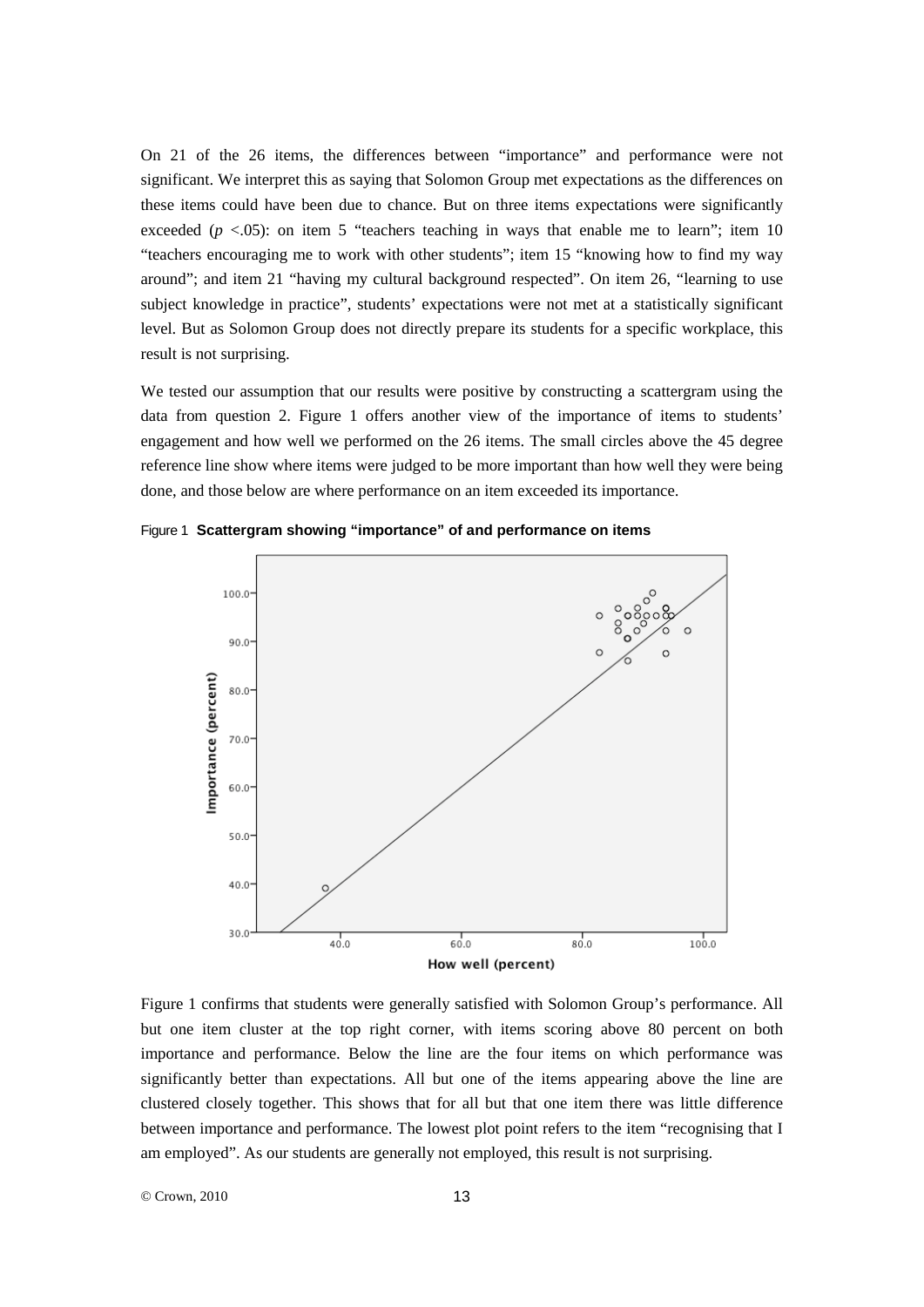On 21 of the 26 items, the differences between "importance" and performance were not significant. We interpret this as saying that Solomon Group met expectations as the differences on these items could have been due to chance. But on three items expectations were significantly exceeded ($p$ <.05): on item 5 "teachers teaching in ways that enable me to learn"; item 10 "teachers encouraging me to work with other students"; item 15 "knowing how to find my way around"; and item 21 "having my cultural background respected". On item 26, "learning to use subject knowledge in practice", students' expectations were not met at a statistically significant level. But as Solomon Group does not directly prepare its students for a specific workplace, this result is not surprising.

We tested our assumption that our results were positive by constructing a scattergram using the data from question 2. Figure 1 offers another view of the importance of items to students' engagement and how well we performed on the 26 items. The small circles above the 45 degree reference line show where items were judged to be more important than how well they were being done, and those below are where performance on an item exceeded its importance.

Figure 1 **Scattergram showing "importance" of and performance on items**

Figure 1 confirms that students were generally satisfied with Solomon Group's performance. All but one item cluster at the top right corner, with items scoring above 80 percent on both importance and performance. Below the line are the four items on which performance was significantly better than expectations. All but one of the items appearing above the line are clustered closely together. This shows that for all but that one item there was little difference between importance and performance. The lowest plot point refers to the item "recognising that I am employed". As our students are generally not employed, this result is not surprising.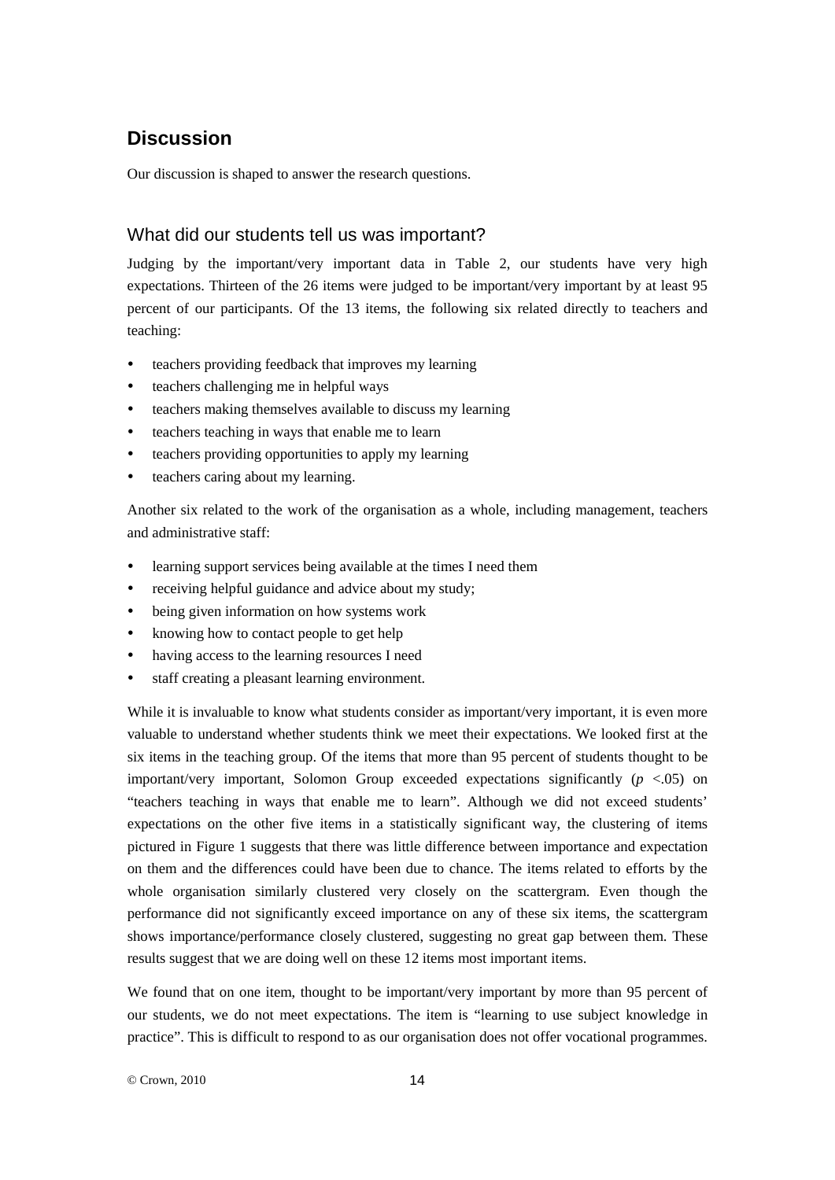## Discussion

Our discussion is shaped to answer the research questions.

### What did our students tell us was important?

Judging by the important/very important data in Table 2, our students have very high expectations. Thirteen of the 26 items were judged to be important/very important by at least 95 percent of our participants. Of the 13 items, the following six related directly to teachers and teaching:

- teachers providing feedback that improves my learning
- teachers challenging me in helpful ways
- teachers making themselves available to discuss my learning
- teachers teaching in ways that enable me to learn
- teachers providing opportunities to apply my learning
- teachers caring about my learning.

Another six related to the work of the organisation as a whole, including management, teachers and administrative staff:

- learning support services being available at the times I need them
- receiving helpful guidance and advice about my study;
- being given information on how systems work
- knowing how to contact people to get help
- having access to the learning resources I need
- staff creating a pleasant learning environment.

While it is invaluable to know what students consider as important/very important, it is even more valuable to understand whether students think we meet their expectations. We looked first at the six items in the teaching group. Of the items that more than 95 percent of students thought to be important/very important, Solomon Group exceeded expectations significantly ($p$ <.05) on "teachers teaching in ways that enable me to learn". Although we did not exceed students' expectations on the other five items in a statistically significant way, the clustering of items pictured in Figure 1 suggests that there was little difference between importance and expectation on them and the differences could have been due to chance. The items related to efforts by the whole organisation similarly clustered very closely on the scattergram. Even though the performance did not significantly exceed importance on any of these six items, the scattergram shows importance/performance closely clustered, suggesting no great gap between them. These results suggest that we are doing well on these 12 items most important items.

We found that on one item, thought to be important/very important by more than 95 percent of our students, we do not meet expectations. The item is "learning to use subject knowledge in practice". This is difficult to respond to as our organisation does not offer vocational programmes.

© Crown, 2010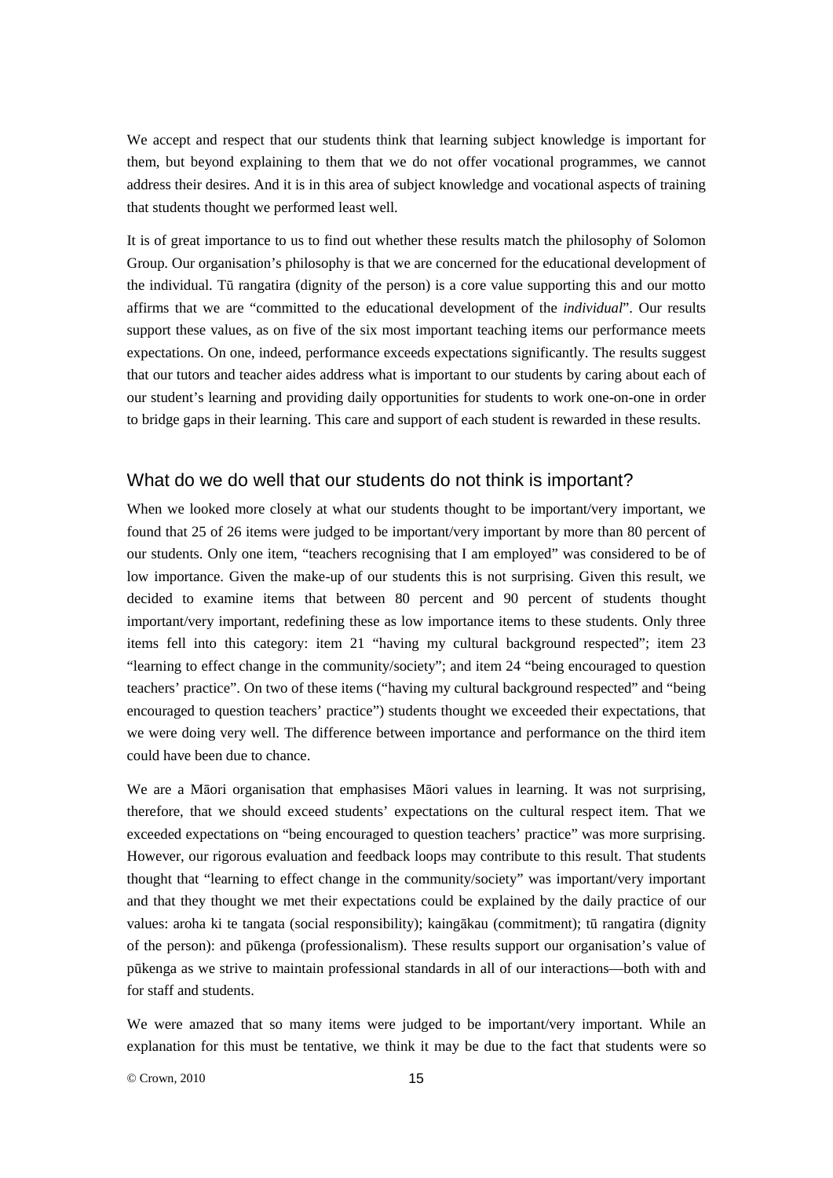We accept and respect that our students think that learning subject knowledge is important for them, but beyond explaining to them that we do not offer vocational programmes, we cannot address their desires. And it is in this area of subject knowledge and vocational aspects of training that students thought we performed least well.

It is of great importance to us to find out whether these results match the philosophy of Solomon Group. Our organisation's philosophy is that we are concerned for the educational development of the individual. Tū rangatira (dignity of the person) is a core value supporting this and our motto affirms that we are "committed to the educational development of the *individual*". Our results support these values, as on five of the six most important teaching items our performance meets expectations. On one, indeed, performance exceeds expectations significantly. The results suggest that our tutors and teacher aides address what is important to our students by caring about each of our student's learning and providing daily opportunities for students to work one-on-one in order to bridge gaps in their learning. This care and support of each student is rewarded in these results.

## What do we do well that our students do not think is important?

When we looked more closely at what our students thought to be important/very important, we found that 25 of 26 items were judged to be important/very important by more than 80 percent of our students. Only one item, "teachers recognising that I am employed" was considered to be of low importance. Given the make-up of our students this is not surprising. Given this result, we decided to examine items that between 80 percent and 90 percent of students thought important/very important, redefining these as low importance items to these students. Only three items fell into this category: item 21 "having my cultural background respected"; item 23 "learning to effect change in the community/society"; and item 24 "being encouraged to question teachers' practice". On two of these items ("having my cultural background respected" and "being encouraged to question teachers' practice") students thought we exceeded their expectations, that we were doing very well. The difference between importance and performance on the third item could have been due to chance.

We are a Māori organisation that emphasises Māori values in learning. It was not surprising, therefore, that we should exceed students' expectations on the cultural respect item. That we exceeded expectations on "being encouraged to question teachers' practice" was more surprising. However, our rigorous evaluation and feedback loops may contribute to this result. That students thought that "learning to effect change in the community/society" was important/very important and that they thought we met their expectations could be explained by the daily practice of our values: aroha ki te tangata (social responsibility); kaingākau (commitment); tū rangatira (dignity of the person): and pūkenga (professionalism). These results support our organisation's value of pūkenga as we strive to maintain professional standards in all of our interactions—both with and for staff and students.

We were amazed that so many items were judged to be important/very important. While an explanation for this must be tentative, we think it may be due to the fact that students were so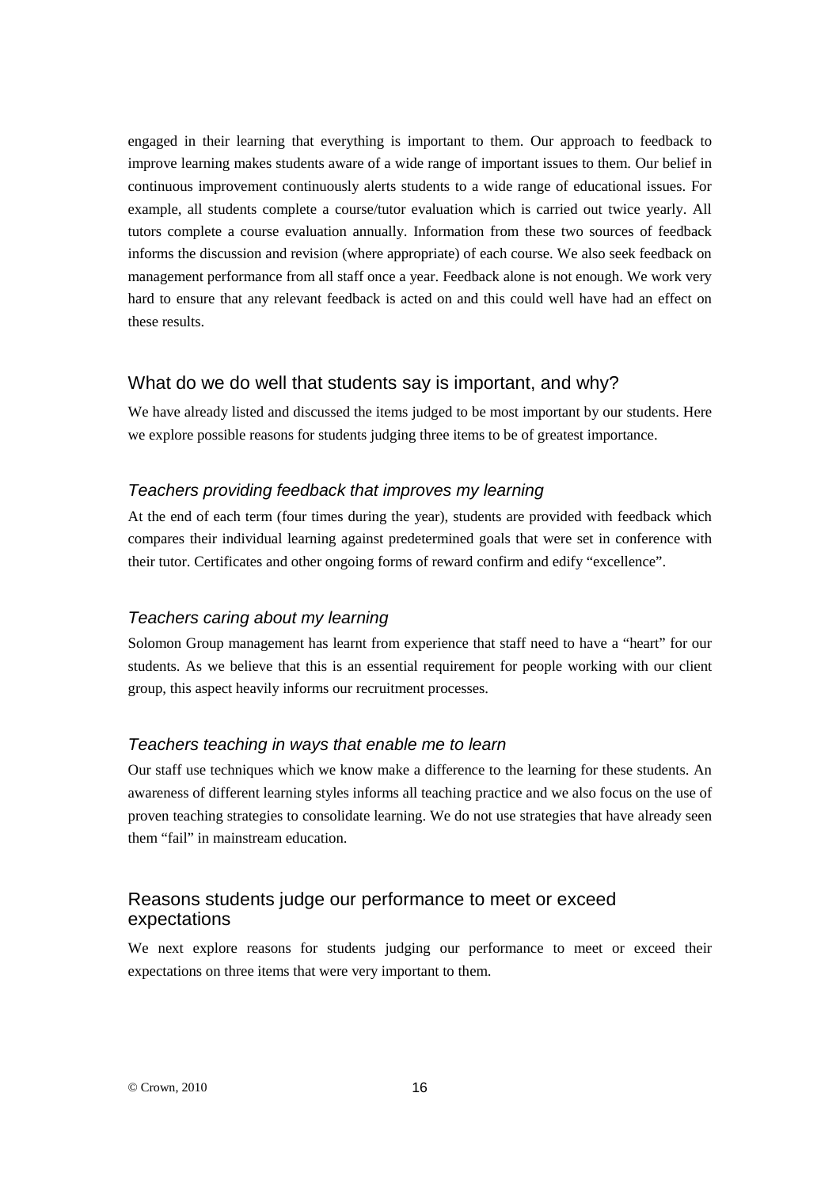engaged in their learning that everything is important to them. Our approach to feedback to improve learning makes students aware of a wide range of important issues to them. Our belief in continuous improvement continuously alerts students to a wide range of educational issues. For example, all students complete a course/tutor evaluation which is carried out twice yearly. All tutors complete a course evaluation annually. Information from these two sources of feedback informs the discussion and revision (where appropriate) of each course. We also seek feedback on management performance from all staff once a year. Feedback alone is not enough. We work very hard to ensure that any relevant feedback is acted on and this could well have had an effect on these results.

## What do we do well that students say is important, and why?

We have already listed and discussed the items judged to be most important by our students. Here we explore possible reasons for students judging three items to be of greatest importance.

### *Teachers providing feedback that improves my learning*

At the end of each term (four times during the year), students are provided with feedback which compares their individual learning against predetermined goals that were set in conference with their tutor. Certificates and other ongoing forms of reward confirm and edify "excellence".

### *Teachers caring about my learning*

Solomon Group management has learnt from experience that staff need to have a "heart" for our students. As we believe that this is an essential requirement for people working with our client group, this aspect heavily informs our recruitment processes.

### *Teachers teaching in ways that enable me to learn*

Our staff use techniques which we know make a difference to the learning for these students. An awareness of different learning styles informs all teaching practice and we also focus on the use of proven teaching strategies to consolidate learning. We do not use strategies that have already seen them "fail" in mainstream education.

## Reasons students judge our performance to meet or exceed expectations

We next explore reasons for students judging our performance to meet or exceed their expectations on three items that were very important to them.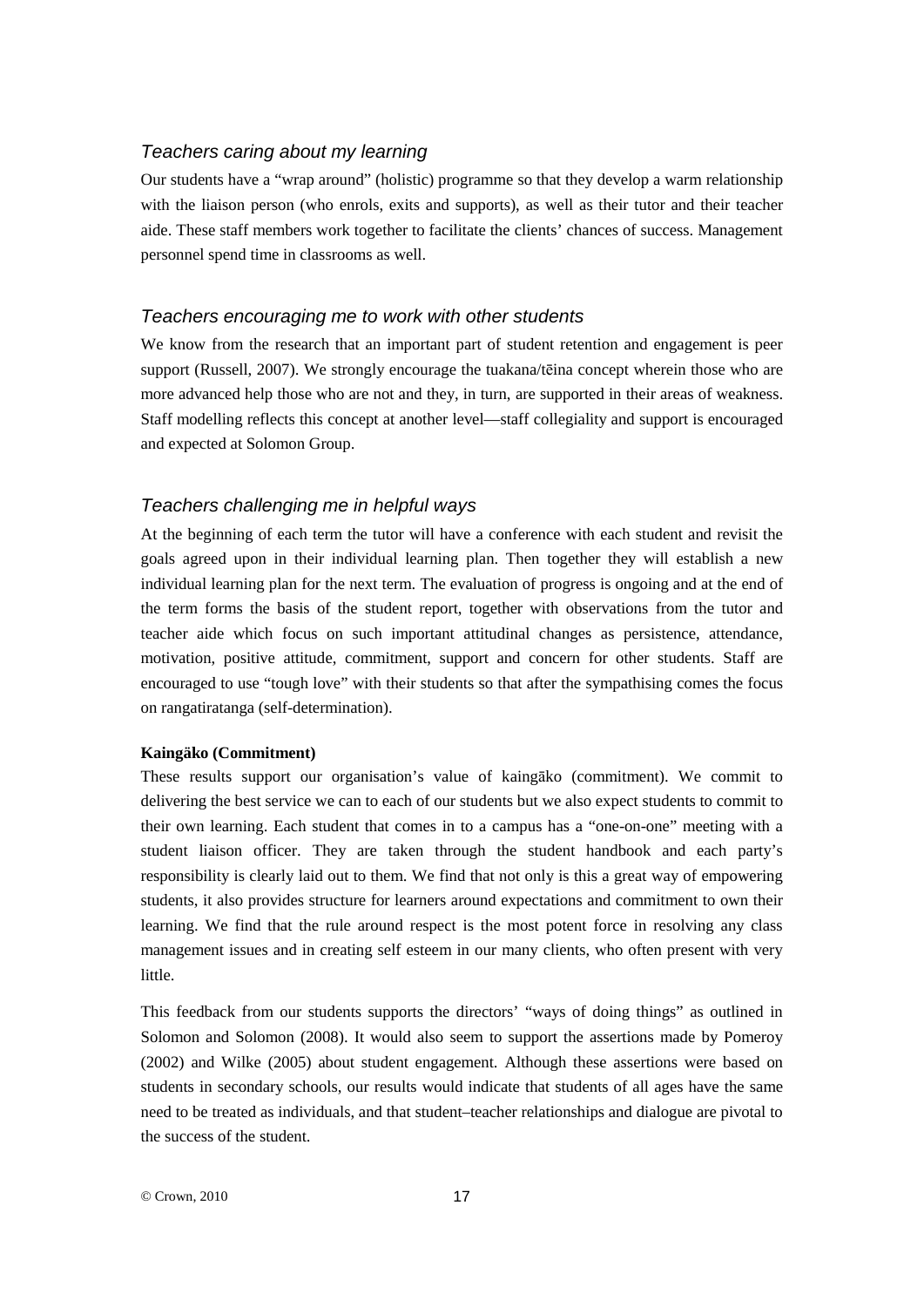### *Teachers caring about my learning*

Our students have a "wrap around" (holistic) programme so that they develop a warm relationship with the liaison person (who enrols, exits and supports), as well as their tutor and their teacher aide. These staff members work together to facilitate the clients' chances of success. Management personnel spend time in classrooms as well.

### *Teachers encouraging me to work with other students*

We know from the research that an important part of student retention and engagement is peer support (Russell, 2007). We strongly encourage the tuakana/tēina concept wherein those who are more advanced help those who are not and they, in turn, are supported in their areas of weakness. Staff modelling reflects this concept at another level—staff collegiality and support is encouraged and expected at Solomon Group.

### *Teachers challenging me in helpful ways*

At the beginning of each term the tutor will have a conference with each student and revisit the goals agreed upon in their individual learning plan. Then together they will establish a new individual learning plan for the next term. The evaluation of progress is ongoing and at the end of the term forms the basis of the student report, together with observations from the tutor and teacher aide which focus on such important attitudinal changes as persistence, attendance, motivation, positive attitude, commitment, support and concern for other students. Staff are encouraged to use "tough love" with their students so that after the sympathising comes the focus on rangatiratanga (self-determination).

**Kaingäko (Commitment)**

These results support our organisation's value of kaingāko (commitment). We commit to delivering the best service we can to each of our students but we also expect students to commit to their own learning. Each student that comes in to a campus has a "one-on-one" meeting with a student liaison officer. They are taken through the student handbook and each party's responsibility is clearly laid out to them. We find that not only is this a great way of empowering students, it also provides structure for learners around expectations and commitment to own their learning. We find that the rule around respect is the most potent force in resolving any class management issues and in creating self esteem in our many clients, who often present with very little.

This feedback from our students supports the directors' "ways of doing things" as outlined in Solomon and Solomon (2008). It would also seem to support the assertions made by Pomeroy (2002) and Wilke (2005) about student engagement. Although these assertions were based on students in secondary schools, our results would indicate that students of all ages have the same need to be treated as individuals, and that student–teacher relationships and dialogue are pivotal to the success of the student.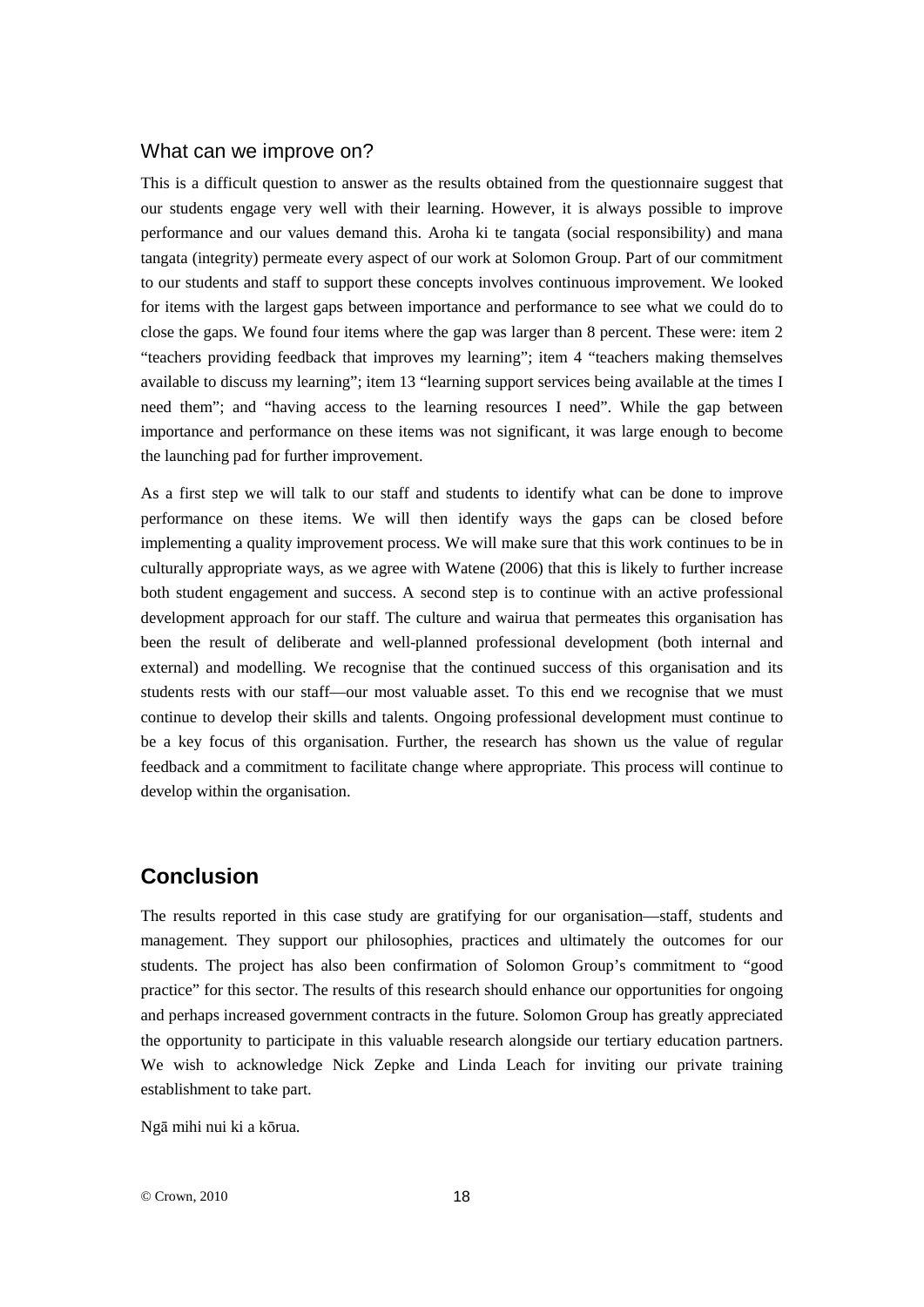### What can we improve on?

This is a difficult question to answer as the results obtained from the questionnaire suggest that our students engage very well with their learning. However, it is always possible to improve performance and our values demand this. Aroha ki te tangata (social responsibility) and mana tangata (integrity) permeate every aspect of our work at Solomon Group. Part of our commitment to our students and staff to support these concepts involves continuous improvement. We looked for items with the largest gaps between importance and performance to see what we could do to close the gaps. We found four items where the gap was larger than 8 percent. These were: item 2 "teachers providing feedback that improves my learning"; item 4 "teachers making themselves available to discuss my learning"; item 13 "learning support services being available at the times I need them"; and "having access to the learning resources I need". While the gap between importance and performance on these items was not significant, it was large enough to become the launching pad for further improvement.

As a first step we will talk to our staff and students to identify what can be done to improve performance on these items. We will then identify ways the gaps can be closed before implementing a quality improvement process. We will make sure that this work continues to be in culturally appropriate ways, as we agree with Watene (2006) that this is likely to further increase both student engagement and success. A second step is to continue with an active professional development approach for our staff. The culture and wairua that permeates this organisation has been the result of deliberate and well-planned professional development (both internal and external) and modelling. We recognise that the continued success of this organisation and its students rests with our staff—our most valuable asset. To this end we recognise that we must continue to develop their skills and talents. Ongoing professional development must continue to be a key focus of this organisation. Further, the research has shown us the value of regular feedback and a commitment to facilitate change where appropriate. This process will continue to develop within the organisation.

## Conclusion

The results reported in this case study are gratifying for our organisation—staff, students and management. They support our philosophies, practices and ultimately the outcomes for our students. The project has also been confirmation of Solomon Group's commitment to "good practice" for this sector. The results of this research should enhance our opportunities for ongoing and perhaps increased government contracts in the future. Solomon Group has greatly appreciated the opportunity to participate in this valuable research alongside our tertiary education partners. We wish to acknowledge Nick Zepke and Linda Leach for inviting our private training establishment to take part.

Ngā mihi nui ki a kōrua.

© Crown, 2010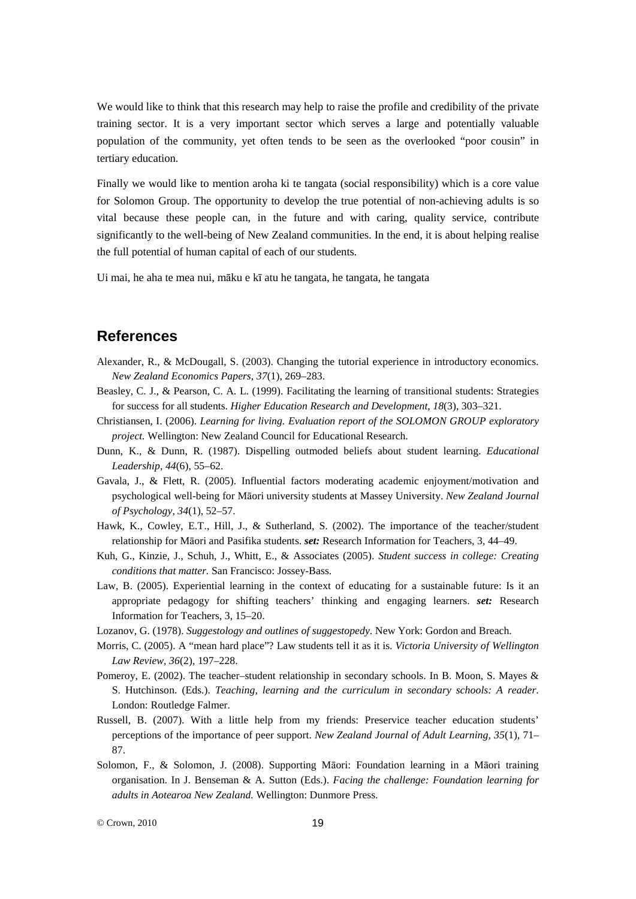We would like to think that this research may help to raise the profile and credibility of the private training sector. It is a very important sector which serves a large and potentially valuable population of the community, yet often tends to be seen as the overlooked "poor cousin" in tertiary education.

Finally we would like to mention aroha ki te tangata (social responsibility) which is a core value for Solomon Group. The opportunity to develop the true potential of non-achieving adults is so vital because these people can, in the future and with caring, quality service, contribute significantly to the well-being of New Zealand communities. In the end, it is about helping realise the full potential of human capital of each of our students.

Ui mai, he aha te mea nui, māku e kī atu he tangata, he tangata, he tangata

## References

Alexander, R., & McDougall, S. (2003). Changing the tutorial experience in introductory economics. *New Zealand Economics Papers*, *37*(1), 269–283.

Beasley, C. J., & Pearson, C. A. L. (1999). Facilitating the learning of transitional students: Strategies for success for all students. *Higher Education Research and Development*, *18*(3), 303–321.

Christiansen, I. (2006). *Learning for living. Evaluation report of the SOLOMON GROUP exploratory project.* Wellington: New Zealand Council for Educational Research.

Dunn, K., & Dunn, R. (1987). Dispelling outmoded beliefs about student learning. *Educational Leadership*, *44*(6), 55–62.

Gavala, J., & Flett, R. (2005). Influential factors moderating academic enjoyment/motivation and psychological well-being for Māori university students at Massey University. *New Zealand Journal of Psychology*, *34*(1), 52–57.

Hawk, K., Cowley, E.T., Hill, J., & Sutherland, S. (2002). The importance of the teacher/student relationship for Māori and Pasifika students. ***set:*** Research Information for Teachers, 3, 44–49.

Kuh, G., Kinzie, J., Schuh, J., Whitt, E., & Associates (2005). *Student success in college: Creating conditions that matter.* San Francisco: Jossey-Bass.

Law, B. (2005). Experiential learning in the context of educating for a sustainable future: Is it an appropriate pedagogy for shifting teachers' thinking and engaging learners. ***set:*** Research Information for Teachers, 3, 15–20.

Lozanov, G. (1978). *Suggestology and outlines of suggestopedy*. New York: Gordon and Breach.

Morris, C. (2005). A "mean hard place"? Law students tell it as it is. *Victoria University of Wellington Law Review*, *36*(2), 197–228.

Pomeroy, E. (2002). The teacher–student relationship in secondary schools. In B. Moon, S. Mayes & S. Hutchinson. (Eds.). *Teaching, learning and the curriculum in secondary schools: A reader*. London: Routledge Falmer.

Russell, B. (2007). With a little help from my friends: Preservice teacher education students' perceptions of the importance of peer support. *New Zealand Journal of Adult Learning*, *35*(1), 71–87.

Solomon, F., & Solomon, J. (2008). Supporting Māori: Foundation learning in a Māori training organisation. In J. Benseman & A. Sutton (Eds.). *Facing the challenge: Foundation learning for adults in Aotearoa New Zealand.* Wellington: Dunmore Press.

© Crown, 2010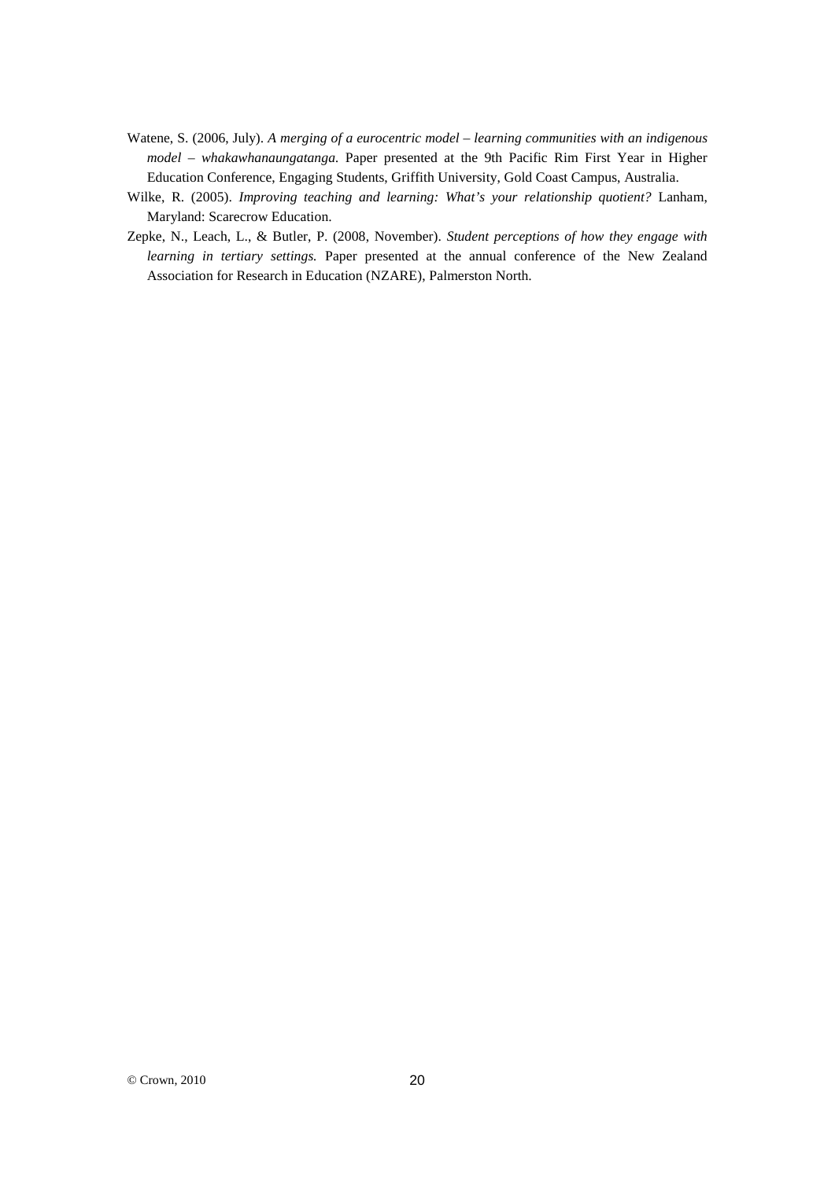Watene, S. (2006, July). *A merging of a eurocentric model – learning communities with an indigenous model – whakawhanaungatanga.* Paper presented at the 9th Pacific Rim First Year in Higher Education Conference, Engaging Students, Griffith University, Gold Coast Campus, Australia.

Wilke, R. (2005). *Improving teaching and learning: What's your relationship quotient?* Lanham, Maryland: Scarecrow Education.

Zepke, N., Leach, L., & Butler, P. (2008, November). *Student perceptions of how they engage with learning in tertiary settings.* Paper presented at the annual conference of the New Zealand Association for Research in Education (NZARE), Palmerston North.

© Crown, 2010